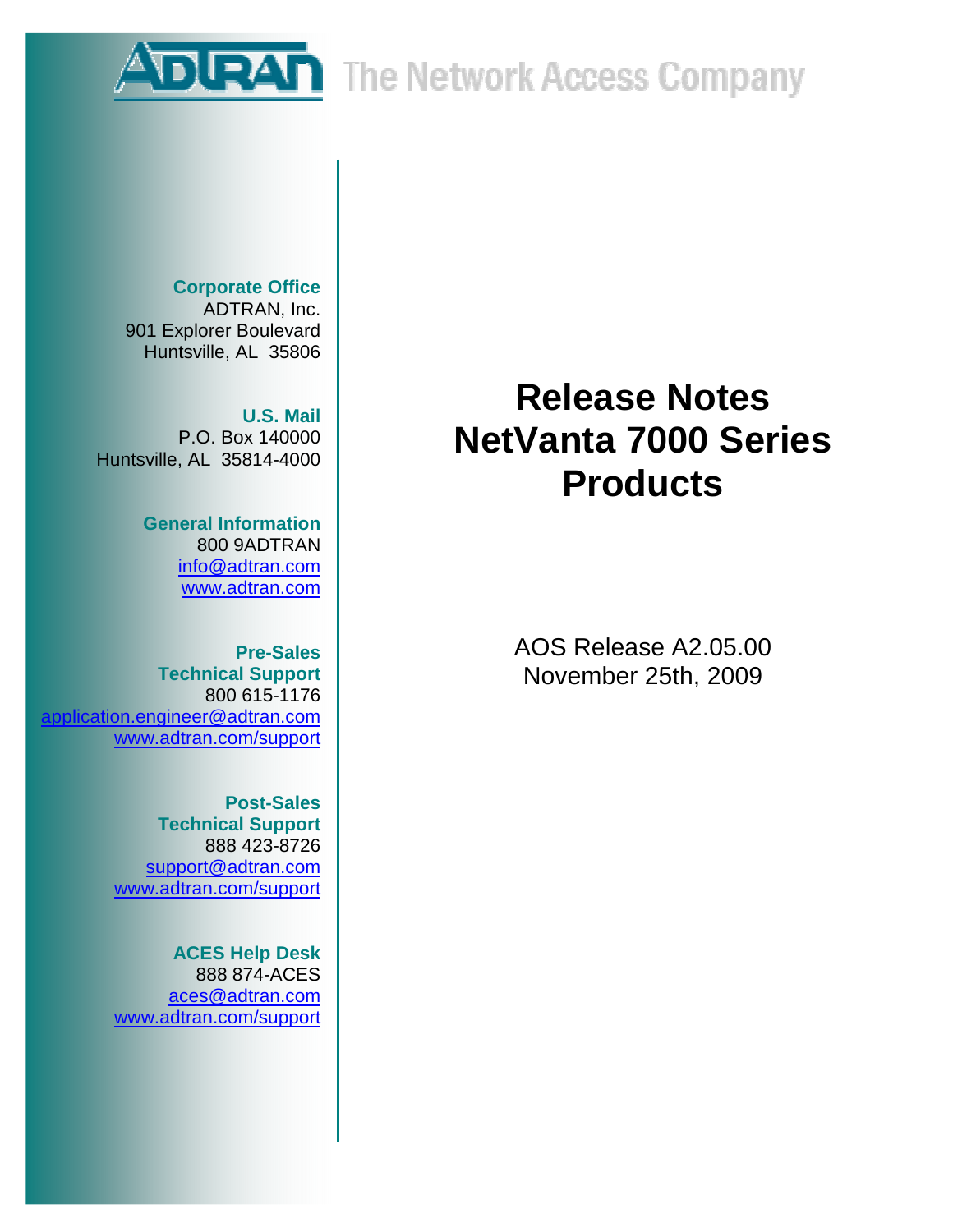ADTRAN The Network Access Company

**Corporate Office**
ADTRAN, Inc.
901 Explorer Boulevard
Huntsville, AL 35806

**U.S. Mail**
P.O. Box 140000
Huntsville, AL 35814-4000

**General Information**
800 9ADTRAN
info@adtran.com
www.adtran.com

**Pre-Sales Technical Support**
800 615-1176
application.engineer@adtran.com
www.adtran.com/support

**Post-Sales Technical Support**
888 423-8726
support@adtran.com
www.adtran.com/support

**ACES Help Desk**
888 874-ACES
aces@adtran.com
www.adtran.com/support

# Release Notes NetVanta 7000 Series Products

AOS Release A2.05.00
November 25th, 2009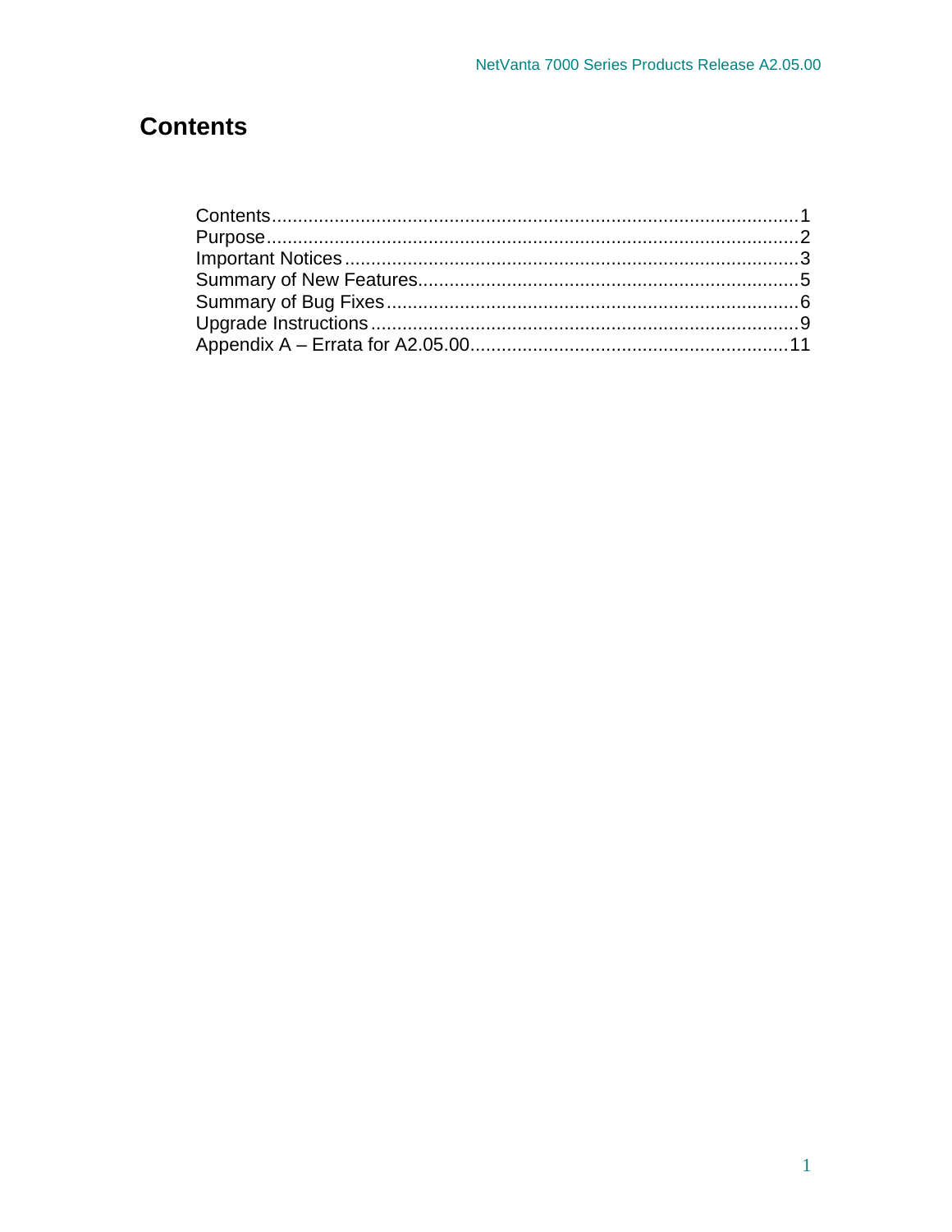# Contents

Contents....................................................................................................1
Purpose......................................................................................................2
Important Notices.......................................................................................3
Summary of New Features.........................................................................5
Summary of Bug Fixes...............................................................................6
Upgrade Instructions..................................................................................9
Appendix A – Errata for A2.05.00............................................................11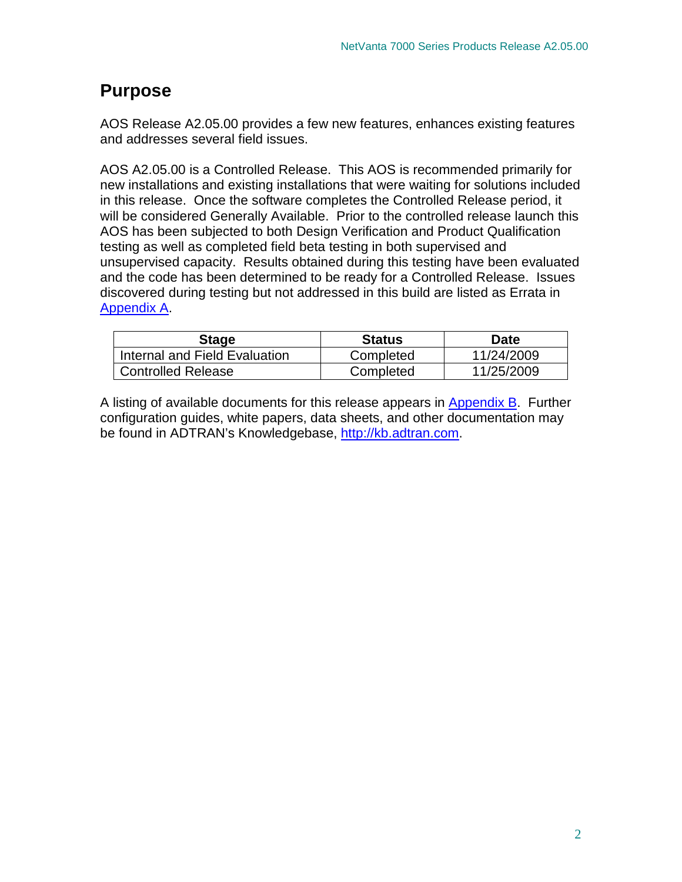# Purpose

AOS Release A2.05.00 provides a few new features, enhances existing features and addresses several field issues.

AOS A2.05.00 is a Controlled Release. This AOS is recommended primarily for new installations and existing installations that were waiting for solutions included in this release. Once the software completes the Controlled Release period, it will be considered Generally Available. Prior to the controlled release launch this AOS has been subjected to both Design Verification and Product Qualification testing as well as completed field beta testing in both supervised and unsupervised capacity. Results obtained during this testing have been evaluated and the code has been determined to be ready for a Controlled Release. Issues discovered during testing but not addressed in this build are listed as Errata in Appendix A.

| Stage | Status | Date |
| --- | --- | --- |
| Internal and Field Evaluation | Completed | 11/24/2009 |
| Controlled Release | Completed | 11/25/2009 |

A listing of available documents for this release appears in Appendix B. Further configuration guides, white papers, data sheets, and other documentation may be found in ADTRAN's Knowledgebase, http://kb.adtran.com.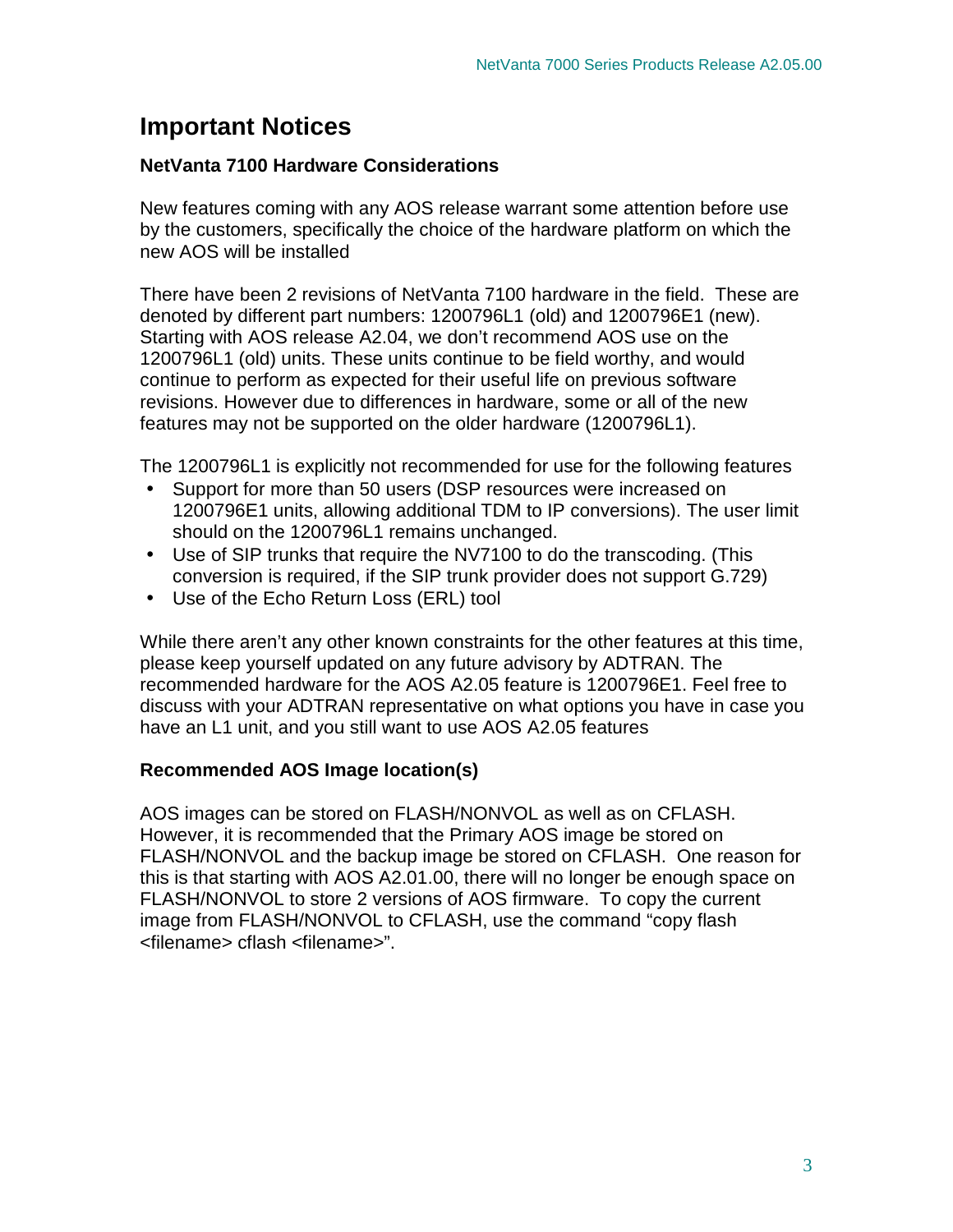# Important Notices

### NetVanta 7100 Hardware Considerations

New features coming with any AOS release warrant some attention before use by the customers, specifically the choice of the hardware platform on which the new AOS will be installed

There have been 2 revisions of NetVanta 7100 hardware in the field. These are denoted by different part numbers: 1200796L1 (old) and 1200796E1 (new). Starting with AOS release A2.04, we don't recommend AOS use on the 1200796L1 (old) units. These units continue to be field worthy, and would continue to perform as expected for their useful life on previous software revisions. However due to differences in hardware, some or all of the new features may not be supported on the older hardware (1200796L1).

The 1200796L1 is explicitly not recommended for use for the following features

- Support for more than 50 users (DSP resources were increased on 1200796E1 units, allowing additional TDM to IP conversions). The user limit should on the 1200796L1 remains unchanged.
- Use of SIP trunks that require the NV7100 to do the transcoding. (This conversion is required, if the SIP trunk provider does not support G.729)
- Use of the Echo Return Loss (ERL) tool

While there aren't any other known constraints for the other features at this time, please keep yourself updated on any future advisory by ADTRAN. The recommended hardware for the AOS A2.05 feature is 1200796E1. Feel free to discuss with your ADTRAN representative on what options you have in case you have an L1 unit, and you still want to use AOS A2.05 features

### Recommended AOS Image location(s)

AOS images can be stored on FLASH/NONVOL as well as on CFLASH. However, it is recommended that the Primary AOS image be stored on FLASH/NONVOL and the backup image be stored on CFLASH. One reason for this is that starting with AOS A2.01.00, there will no longer be enough space on FLASH/NONVOL to store 2 versions of AOS firmware. To copy the current image from FLASH/NONVOL to CFLASH, use the command "copy flash <filename> cflash <filename>".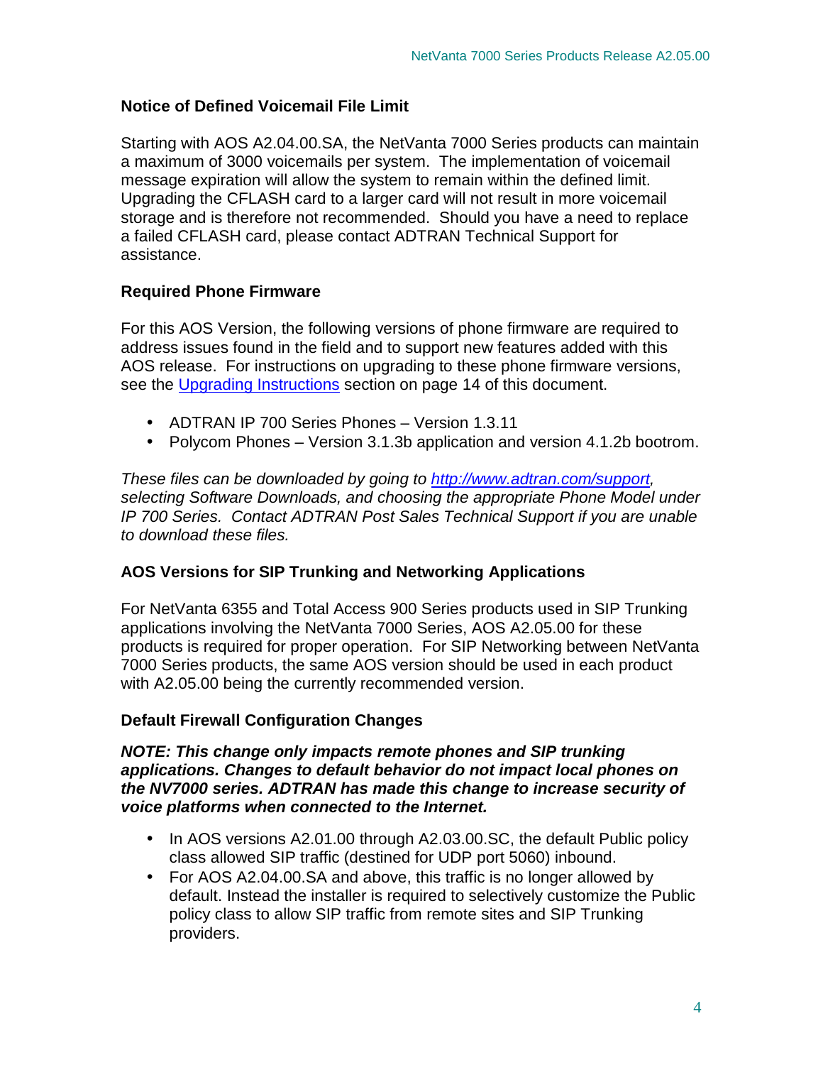### Notice of Defined Voicemail File Limit

Starting with AOS A2.04.00.SA, the NetVanta 7000 Series products can maintain a maximum of 3000 voicemails per system. The implementation of voicemail message expiration will allow the system to remain within the defined limit. Upgrading the CFLASH card to a larger card will not result in more voicemail storage and is therefore not recommended. Should you have a need to replace a failed CFLASH card, please contact ADTRAN Technical Support for assistance.

### Required Phone Firmware

For this AOS Version, the following versions of phone firmware are required to address issues found in the field and to support new features added with this AOS release. For instructions on upgrading to these phone firmware versions, see the Upgrading Instructions section on page 14 of this document.

- ADTRAN IP 700 Series Phones – Version 1.3.11
- Polycom Phones – Version 3.1.3b application and version 4.1.2b bootrom.

*These files can be downloaded by going to http://www.adtran.com/support, selecting Software Downloads, and choosing the appropriate Phone Model under IP 700 Series. Contact ADTRAN Post Sales Technical Support if you are unable to download these files.*

### AOS Versions for SIP Trunking and Networking Applications

For NetVanta 6355 and Total Access 900 Series products used in SIP Trunking applications involving the NetVanta 7000 Series, AOS A2.05.00 for these products is required for proper operation. For SIP Networking between NetVanta 7000 Series products, the same AOS version should be used in each product with A2.05.00 being the currently recommended version.

### Default Firewall Configuration Changes

***NOTE: This change only impacts remote phones and SIP trunking applications. Changes to default behavior do not impact local phones on the NV7000 series. ADTRAN has made this change to increase security of voice platforms when connected to the Internet.***

- In AOS versions A2.01.00 through A2.03.00.SC, the default Public policy class allowed SIP traffic (destined for UDP port 5060) inbound.
- For AOS A2.04.00.SA and above, this traffic is no longer allowed by default. Instead the installer is required to selectively customize the Public policy class to allow SIP traffic from remote sites and SIP Trunking providers.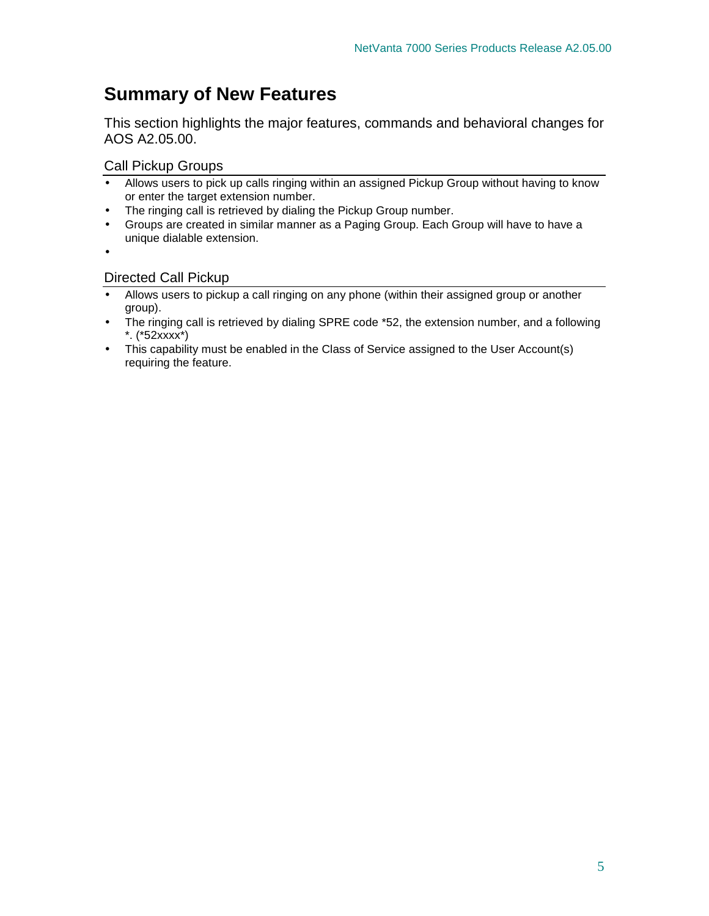# Summary of New Features

This section highlights the major features, commands and behavioral changes for AOS A2.05.00.

## Call Pickup Groups

- Allows users to pick up calls ringing within an assigned Pickup Group without having to know or enter the target extension number.
- The ringing call is retrieved by dialing the Pickup Group number.
- Groups are created in similar manner as a Paging Group. Each Group will have to have a unique dialable extension.
-

## Directed Call Pickup

- Allows users to pickup a call ringing on any phone (within their assigned group or another group).
- The ringing call is retrieved by dialing SPRE code *52, the extension number, and a following *. (*52xxxx*)
- This capability must be enabled in the Class of Service assigned to the User Account(s) requiring the feature.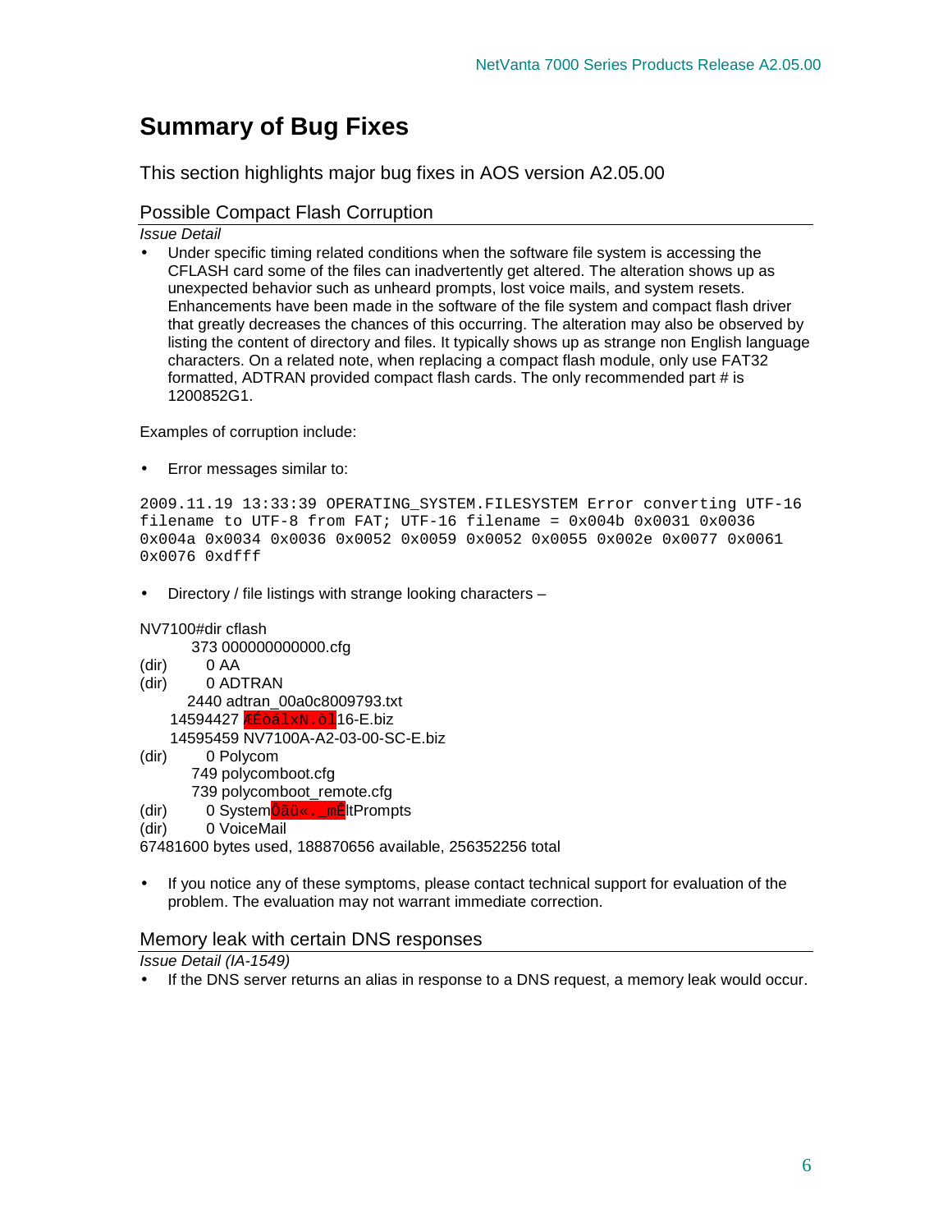# Summary of Bug Fixes

This section highlights major bug fixes in AOS version A2.05.00

## Possible Compact Flash Corruption

*Issue Detail*

- Under specific timing related conditions when the software file system is accessing the CFLASH card some of the files can inadvertently get altered. The alteration shows up as unexpected behavior such as unheard prompts, lost voice mails, and system resets. Enhancements have been made in the software of the file system and compact flash driver that greatly decreases the chances of this occurring. The alteration may also be observed by listing the content of directory and files. It typically shows up as strange non English language characters. On a related note, when replacing a compact flash module, only use FAT32 formatted, ADTRAN provided compact flash cards. The only recommended part # is 1200852G1.

Examples of corruption include:

- Error messages similar to:

```
2009.11.19 13:33:39 OPERATING_SYSTEM.FILESYSTEM Error converting UTF-16
filename to UTF-8 from FAT; UTF-16 filename = 0x004b 0x0031 0x0036
0x004a 0x0034 0x0036 0x0052 0x0059 0x0052 0x0055 0x002e 0x0077 0x0061
0x0076 0xdfff
```

- Directory / file listings with strange looking characters –

```
NV7100#dir cflash
        373 000000000000.cfg
(dir)     0 AA
(dir)     0 ADTRAN
       2440 adtran_00a0c8009793.txt
   14594427 ÆÊoâlxN.ôÌ16-E.biz
   14595459 NV7100A-A2-03-00-SC-E.biz
(dir)     0 Polycom
        749 polycomboot.cfg
        739 polycomboot_remote.cfg
(dir)     0 SystemÐâü«._mÊltPrompts
(dir)     0 VoiceMail
67481600 bytes used, 188870656 available, 256352256 total
```

- If you notice any of these symptoms, please contact technical support for evaluation of the problem. The evaluation may not warrant immediate correction.

## Memory leak with certain DNS responses

*Issue Detail (IA-1549)*

- If the DNS server returns an alias in response to a DNS request, a memory leak would occur.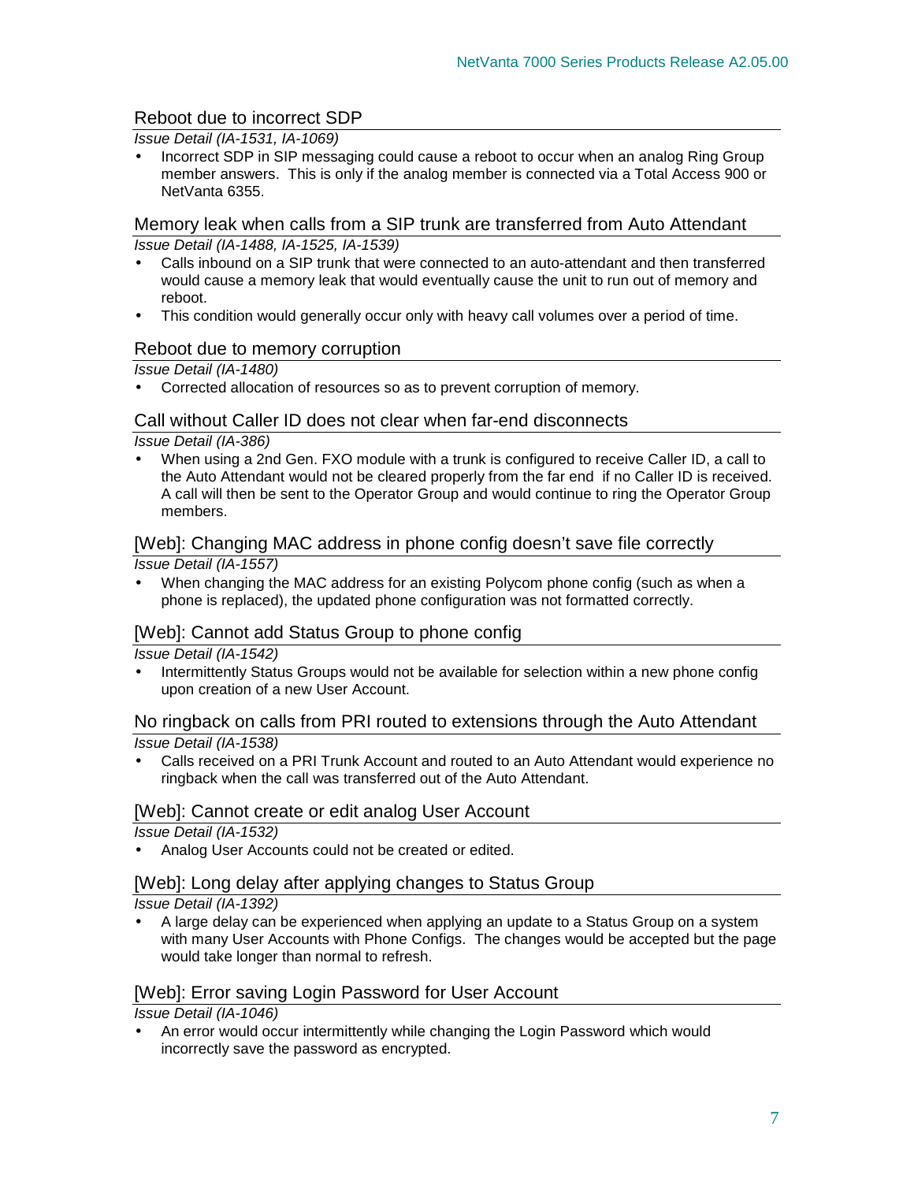### Reboot due to incorrect SDP

*Issue Detail (IA-1531, IA-1069)*

- Incorrect SDP in SIP messaging could cause a reboot to occur when an analog Ring Group member answers. This is only if the analog member is connected via a Total Access 900 or NetVanta 6355.

### Memory leak when calls from a SIP trunk are transferred from Auto Attendant

*Issue Detail (IA-1488, IA-1525, IA-1539)*

- Calls inbound on a SIP trunk that were connected to an auto-attendant and then transferred would cause a memory leak that would eventually cause the unit to run out of memory and reboot.
- This condition would generally occur only with heavy call volumes over a period of time.

### Reboot due to memory corruption

*Issue Detail (IA-1480)*

- Corrected allocation of resources so as to prevent corruption of memory.

### Call without Caller ID does not clear when far-end disconnects

*Issue Detail (IA-386)*

- When using a 2nd Gen. FXO module with a trunk is configured to receive Caller ID, a call to the Auto Attendant would not be cleared properly from the far end if no Caller ID is received. A call will then be sent to the Operator Group and would continue to ring the Operator Group members.

### [Web]: Changing MAC address in phone config doesn't save file correctly

*Issue Detail (IA-1557)*

- When changing the MAC address for an existing Polycom phone config (such as when a phone is replaced), the updated phone configuration was not formatted correctly.

### [Web]: Cannot add Status Group to phone config

*Issue Detail (IA-1542)*

- Intermittently Status Groups would not be available for selection within a new phone config upon creation of a new User Account.

### No ringback on calls from PRI routed to extensions through the Auto Attendant

*Issue Detail (IA-1538)*

- Calls received on a PRI Trunk Account and routed to an Auto Attendant would experience no ringback when the call was transferred out of the Auto Attendant.

### [Web]: Cannot create or edit analog User Account

*Issue Detail (IA-1532)*

- Analog User Accounts could not be created or edited.

### [Web]: Long delay after applying changes to Status Group

*Issue Detail (IA-1392)*

- A large delay can be experienced when applying an update to a Status Group on a system with many User Accounts with Phone Configs. The changes would be accepted but the page would take longer than normal to refresh.

### [Web]: Error saving Login Password for User Account

*Issue Detail (IA-1046)*

- An error would occur intermittently while changing the Login Password which would incorrectly save the password as encrypted.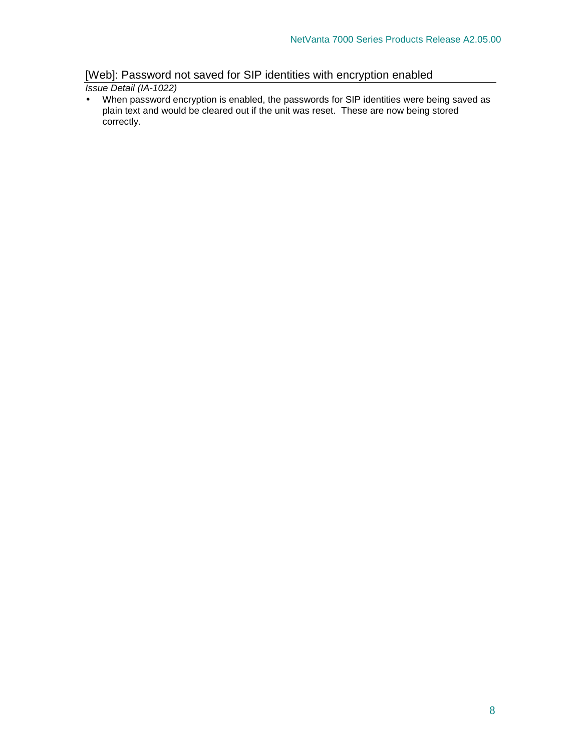### [Web]: Password not saved for SIP identities with encryption enabled

*Issue Detail (IA-1022)*

- When password encryption is enabled, the passwords for SIP identities were being saved as plain text and would be cleared out if the unit was reset. These are now being stored correctly.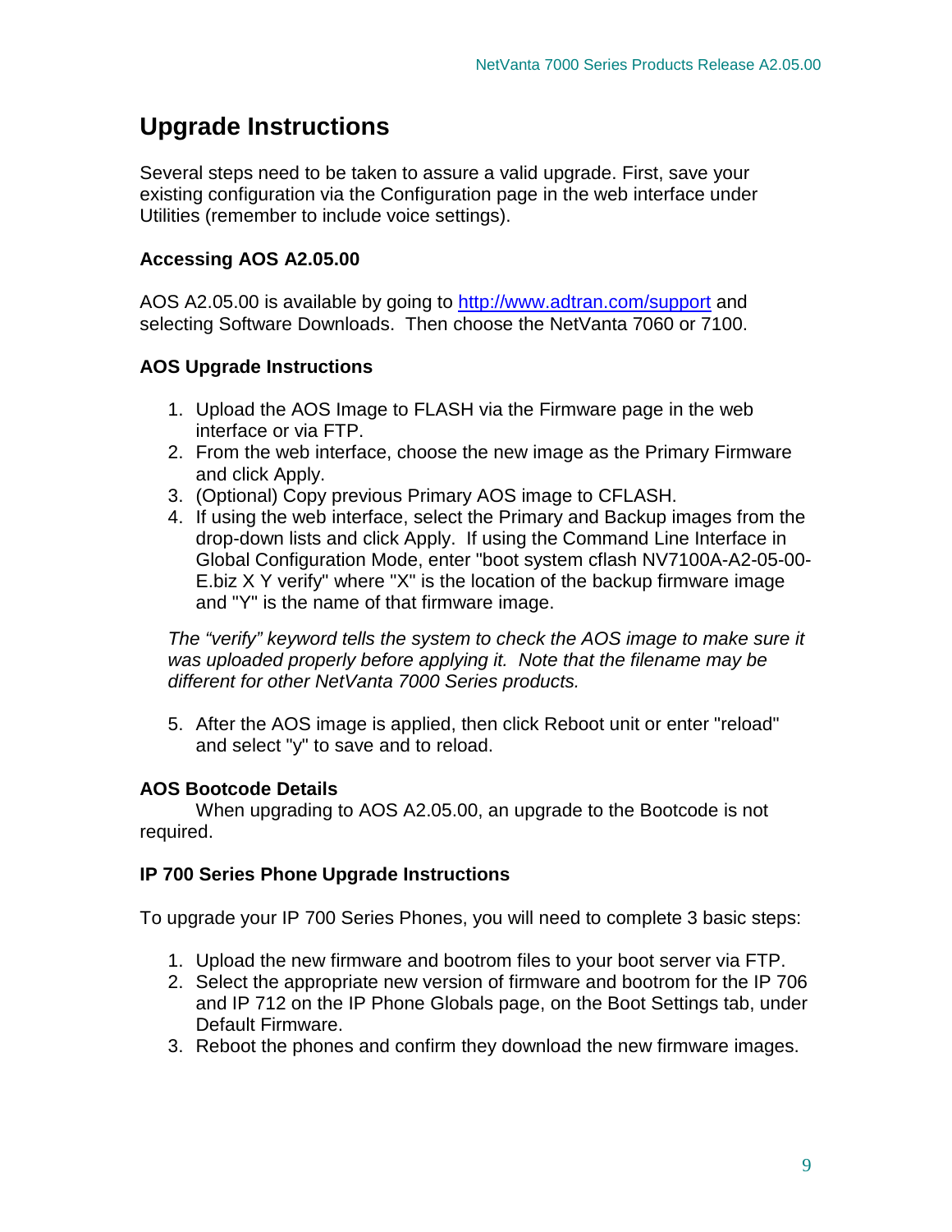# Upgrade Instructions

Several steps need to be taken to assure a valid upgrade. First, save your existing configuration via the Configuration page in the web interface under Utilities (remember to include voice settings).

### Accessing AOS A2.05.00

AOS A2.05.00 is available by going to [http://www.adtran.com/support](http://www.adtran.com/support) and selecting Software Downloads. Then choose the NetVanta 7060 or 7100.

### AOS Upgrade Instructions

1. Upload the AOS Image to FLASH via the Firmware page in the web interface or via FTP.
2. From the web interface, choose the new image as the Primary Firmware and click Apply.
3. (Optional) Copy previous Primary AOS image to CFLASH.
4. If using the web interface, select the Primary and Backup images from the drop-down lists and click Apply. If using the Command Line Interface in Global Configuration Mode, enter "boot system cflash NV7100A-A2-05-00-E.biz X Y verify" where "X" is the location of the backup firmware image and "Y" is the name of that firmware image.

*The "verify" keyword tells the system to check the AOS image to make sure it was uploaded properly before applying it. Note that the filename may be different for other NetVanta 7000 Series products.*

5. After the AOS image is applied, then click Reboot unit or enter "reload" and select "y" to save and to reload.

### AOS Bootcode Details

When upgrading to AOS A2.05.00, an upgrade to the Bootcode is not required.

### IP 700 Series Phone Upgrade Instructions

To upgrade your IP 700 Series Phones, you will need to complete 3 basic steps:

1. Upload the new firmware and bootrom files to your boot server via FTP.
2. Select the appropriate new version of firmware and bootrom for the IP 706 and IP 712 on the IP Phone Globals page, on the Boot Settings tab, under Default Firmware.
3. Reboot the phones and confirm they download the new firmware images.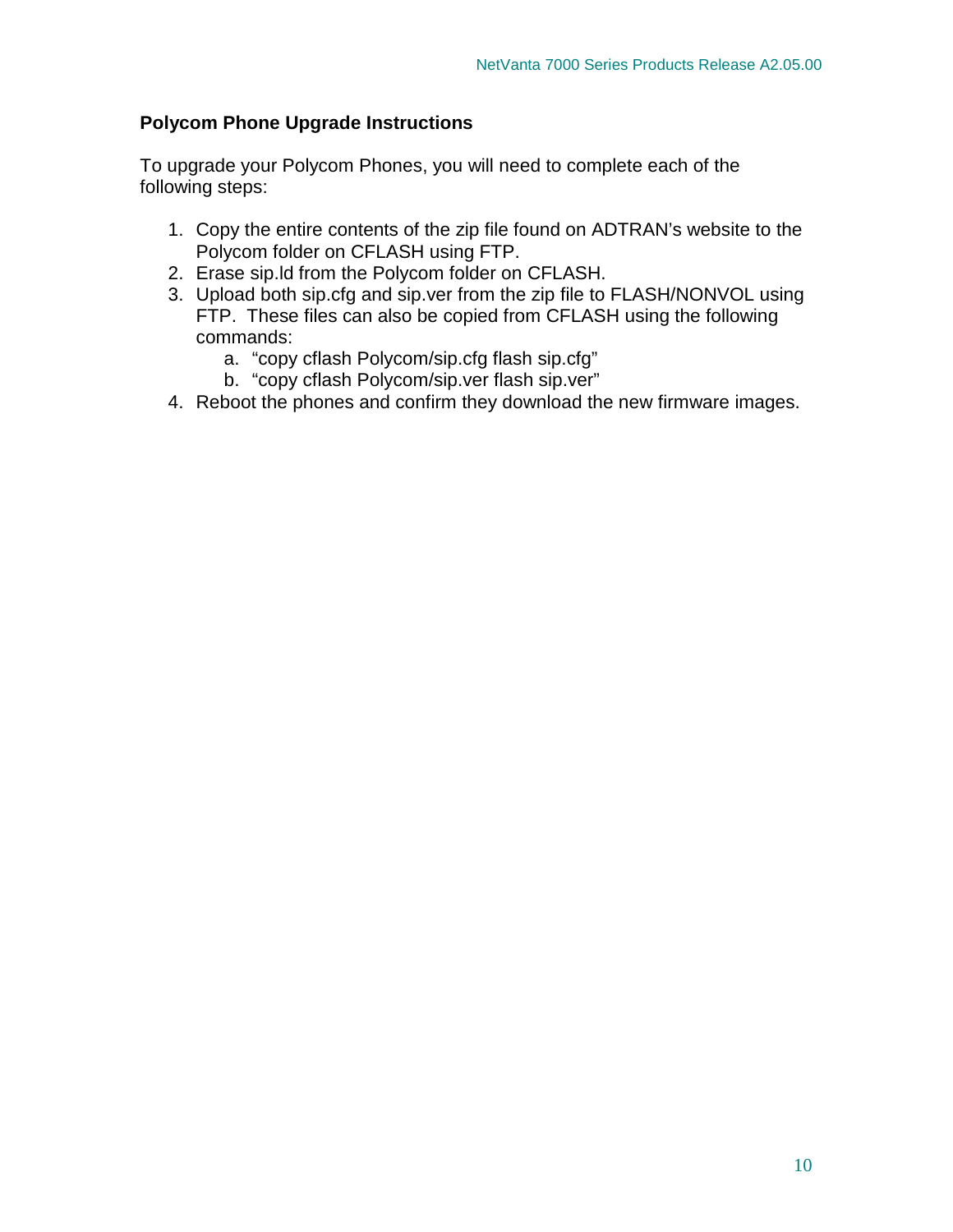**Polycom Phone Upgrade Instructions**

To upgrade your Polycom Phones, you will need to complete each of the following steps:

1. Copy the entire contents of the zip file found on ADTRAN's website to the Polycom folder on CFLASH using FTP.
2. Erase sip.ld from the Polycom folder on CFLASH.
3. Upload both sip.cfg and sip.ver from the zip file to FLASH/NONVOL using FTP. These files can also be copied from CFLASH using the following commands:
    a. "copy cflash Polycom/sip.cfg flash sip.cfg"
    b. "copy cflash Polycom/sip.ver flash sip.ver"
4. Reboot the phones and confirm they download the new firmware images.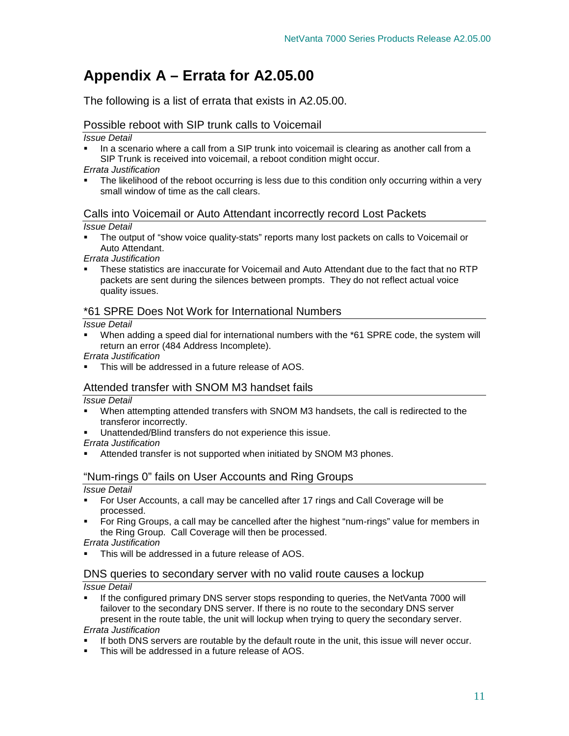# Appendix A – Errata for A2.05.00

The following is a list of errata that exists in A2.05.00.

## Possible reboot with SIP trunk calls to Voicemail

*Issue Detail*

- In a scenario where a call from a SIP trunk into voicemail is clearing as another call from a SIP Trunk is received into voicemail, a reboot condition might occur.

*Errata Justification*

- The likelihood of the reboot occurring is less due to this condition only occurring within a very small window of time as the call clears.

## Calls into Voicemail or Auto Attendant incorrectly record Lost Packets

*Issue Detail*

- The output of "show voice quality-stats" reports many lost packets on calls to Voicemail or Auto Attendant.

*Errata Justification*

- These statistics are inaccurate for Voicemail and Auto Attendant due to the fact that no RTP packets are sent during the silences between prompts. They do not reflect actual voice quality issues.

## *61 SPRE Does Not Work for International Numbers

*Issue Detail*

- When adding a speed dial for international numbers with the *61 SPRE code, the system will return an error (484 Address Incomplete).

*Errata Justification*

- This will be addressed in a future release of AOS.

## Attended transfer with SNOM M3 handset fails

*Issue Detail*

- When attempting attended transfers with SNOM M3 handsets, the call is redirected to the transferor incorrectly.
- Unattended/Blind transfers do not experience this issue.

*Errata Justification*

- Attended transfer is not supported when initiated by SNOM M3 phones.

## "Num-rings 0" fails on User Accounts and Ring Groups

*Issue Detail*

- For User Accounts, a call may be cancelled after 17 rings and Call Coverage will be processed.
- For Ring Groups, a call may be cancelled after the highest "num-rings" value for members in the Ring Group. Call Coverage will then be processed.

*Errata Justification*

- This will be addressed in a future release of AOS.

## DNS queries to secondary server with no valid route causes a lockup

*Issue Detail*

- If the configured primary DNS server stops responding to queries, the NetVanta 7000 will failover to the secondary DNS server. If there is no route to the secondary DNS server present in the route table, the unit will lockup when trying to query the secondary server.

*Errata Justification*

- If both DNS servers are routable by the default route in the unit, this issue will never occur.
- This will be addressed in a future release of AOS.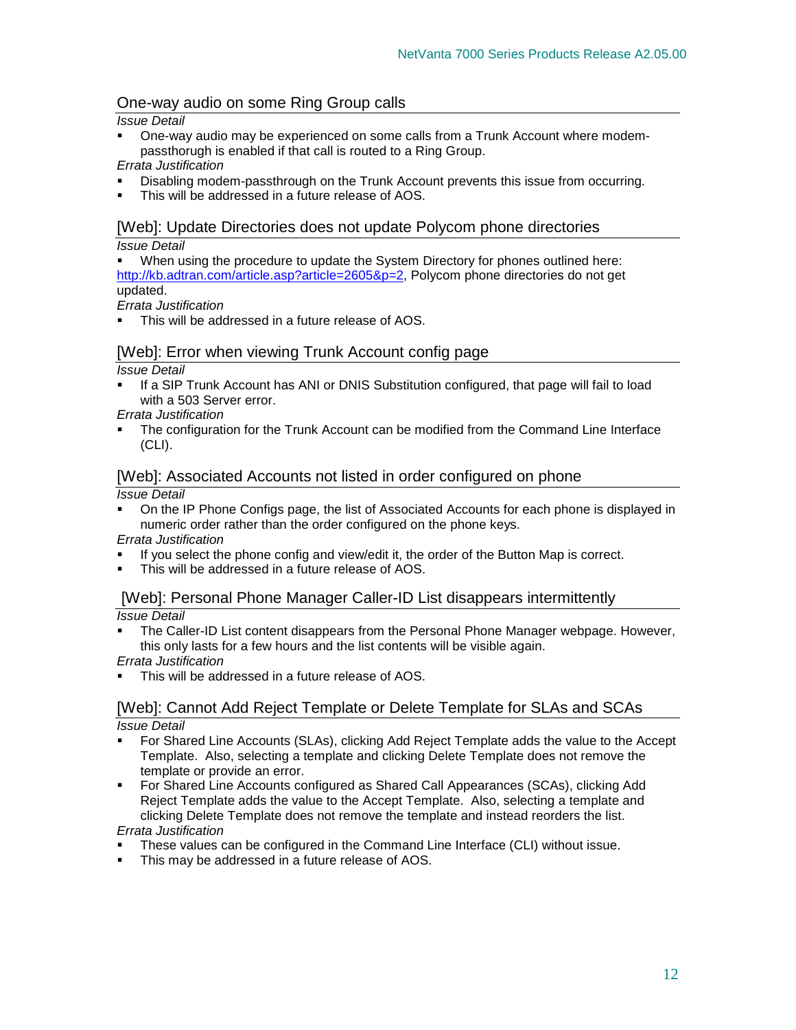### One-way audio on some Ring Group calls

*Issue Detail*

- One-way audio may be experienced on some calls from a Trunk Account where modem-passthorugh is enabled if that call is routed to a Ring Group.

*Errata Justification*

- Disabling modem-passthrough on the Trunk Account prevents this issue from occurring.
- This will be addressed in a future release of AOS.

### [Web]: Update Directories does not update Polycom phone directories

*Issue Detail*

- When using the procedure to update the System Directory for phones outlined here: http://kb.adtran.com/article.asp?article=2605&p=2, Polycom phone directories do not get updated.

*Errata Justification*

- This will be addressed in a future release of AOS.

### [Web]: Error when viewing Trunk Account config page

*Issue Detail*

- If a SIP Trunk Account has ANI or DNIS Substitution configured, that page will fail to load with a 503 Server error.

*Errata Justification*

- The configuration for the Trunk Account can be modified from the Command Line Interface (CLI).

### [Web]: Associated Accounts not listed in order configured on phone

*Issue Detail*

- On the IP Phone Configs page, the list of Associated Accounts for each phone is displayed in numeric order rather than the order configured on the phone keys.

*Errata Justification*

- If you select the phone config and view/edit it, the order of the Button Map is correct.
- This will be addressed in a future release of AOS.

### [Web]: Personal Phone Manager Caller-ID List disappears intermittently

*Issue Detail*

- The Caller-ID List content disappears from the Personal Phone Manager webpage. However, this only lasts for a few hours and the list contents will be visible again.

*Errata Justification*

- This will be addressed in a future release of AOS.

### [Web]: Cannot Add Reject Template or Delete Template for SLAs and SCAs

*Issue Detail*

- For Shared Line Accounts (SLAs), clicking Add Reject Template adds the value to the Accept Template. Also, selecting a template and clicking Delete Template does not remove the template or provide an error.
- For Shared Line Accounts configured as Shared Call Appearances (SCAs), clicking Add Reject Template adds the value to the Accept Template. Also, selecting a template and clicking Delete Template does not remove the template and instead reorders the list.

*Errata Justification*

- These values can be configured in the Command Line Interface (CLI) without issue.
- This may be addressed in a future release of AOS.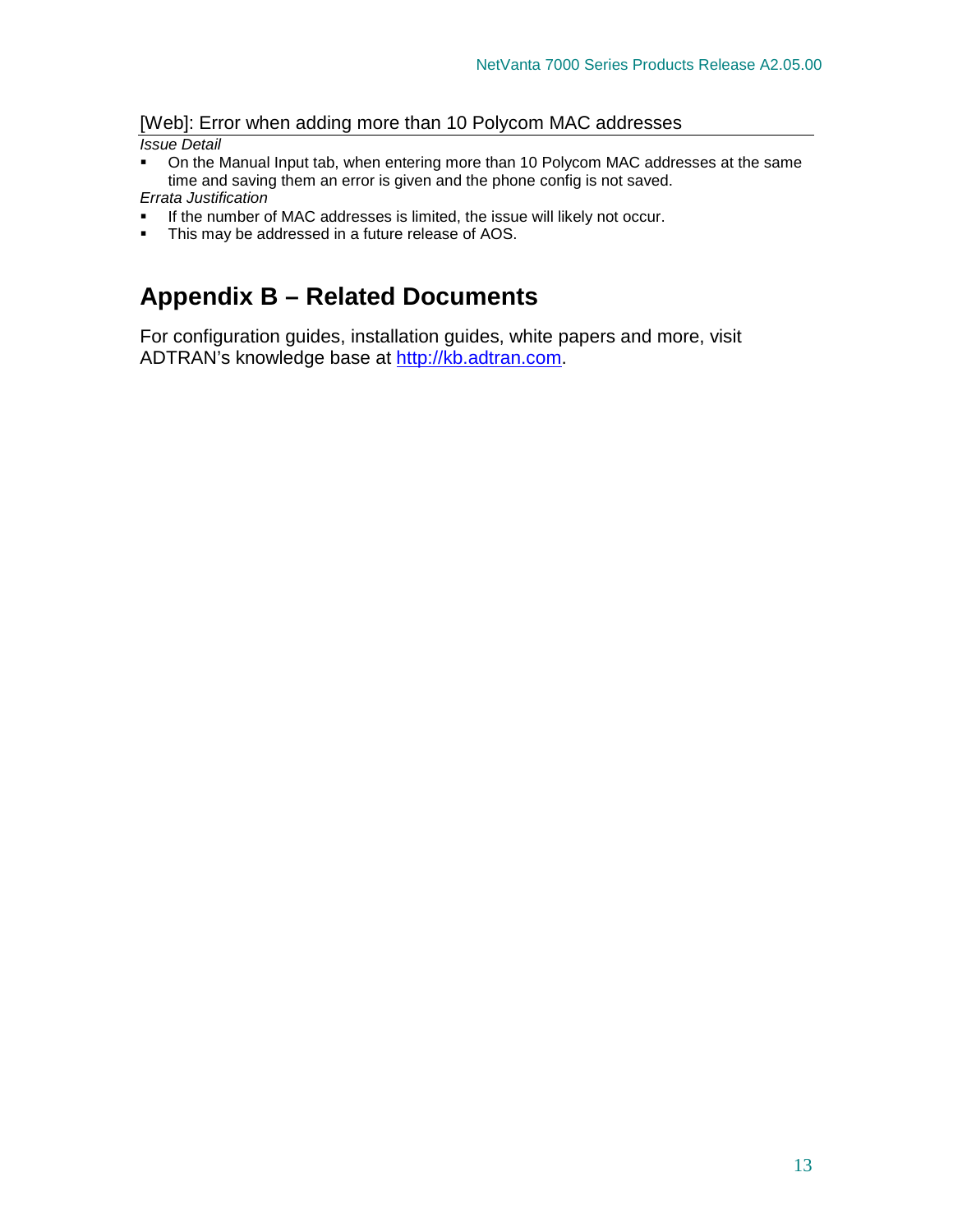### [Web]: Error when adding more than 10 Polycom MAC addresses

*Issue Detail*

- On the Manual Input tab, when entering more than 10 Polycom MAC addresses at the same time and saving them an error is given and the phone config is not saved.

*Errata Justification*

- If the number of MAC addresses is limited, the issue will likely not occur.
- This may be addressed in a future release of AOS.

# Appendix B – Related Documents

For configuration guides, installation guides, white papers and more, visit ADTRAN's knowledge base at [http://kb.adtran.com](http://kb.adtran.com).